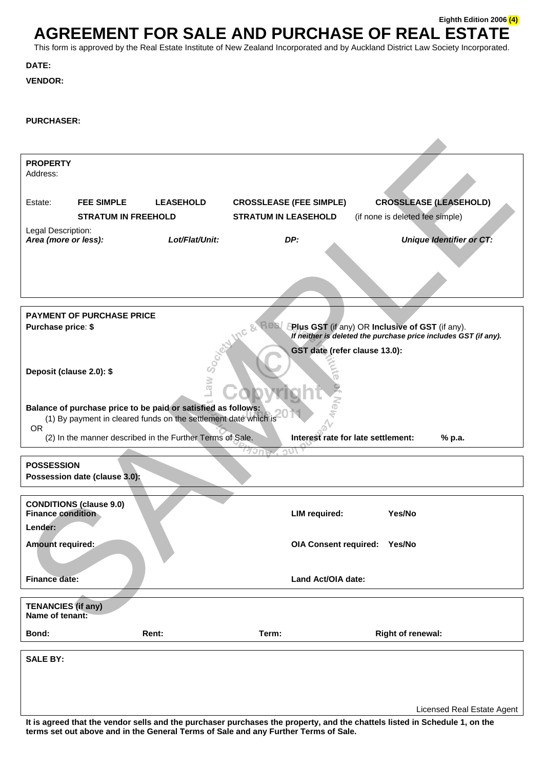Eighth Edition 2006 (4)

# AGREEMENT FOR SALE AND PURCHASE OF REAL ESTATE

This form is approved by the Real Estate Institute of New Zealand Incorporated and by Auckland District Law Society Incorporated.

**DATE:**

**VENDOR:**

**PURCHASER:**

**PROPERTY**

Address:

Estate: **FEE SIMPLE** **LEASEHOLD** **CROSSLEASE (FEE SIMPLE)** **CROSSLEASE (LEASEHOLD)**
**STRATUM IN FREEHOLD** **STRATUM IN LEASEHOLD** (if none is deleted fee simple)

Legal Description:

***Area (more or less):*** ***Lot/Flat/Unit:*** ***DP:*** ***Unique Identifier or CT:***

**PAYMENT OF PURCHASE PRICE**

**Purchase price**: **$** **Plus GST** (if any) OR **Inclusive of GST** (if any).
***If neither is deleted the purchase price includes GST (if any).***

**GST date (refer clause 13.0):**

**Deposit (clause 2.0): $**

**Balance of purchase price to be paid or satisfied as follows:**

(1) By payment in cleared funds on the settlement date which is

OR

(2) In the manner described in the Further Terms of Sale. **Interest rate for late settlement:** **% p.a.**

**POSSESSION**

**Possession date (clause 3.0):**

**CONDITIONS (clause 9.0)**

**Finance condition** **LIM required:** **Yes/No**

**Lender:**

**Amount required:** **OIA Consent required:** **Yes/No**

**Finance date:** **Land Act/OIA date:**

**TENANCIES (if any)**

**Name of tenant:**

**Bond:** **Rent:** **Term:** **Right of renewal:**

**SALE BY:**

Licensed Real Estate Agent

**It is agreed that the vendor sells and the purchaser purchases the property, and the chattels listed in Schedule 1, on the terms set out above and in the General Terms of Sale and any Further Terms of Sale.**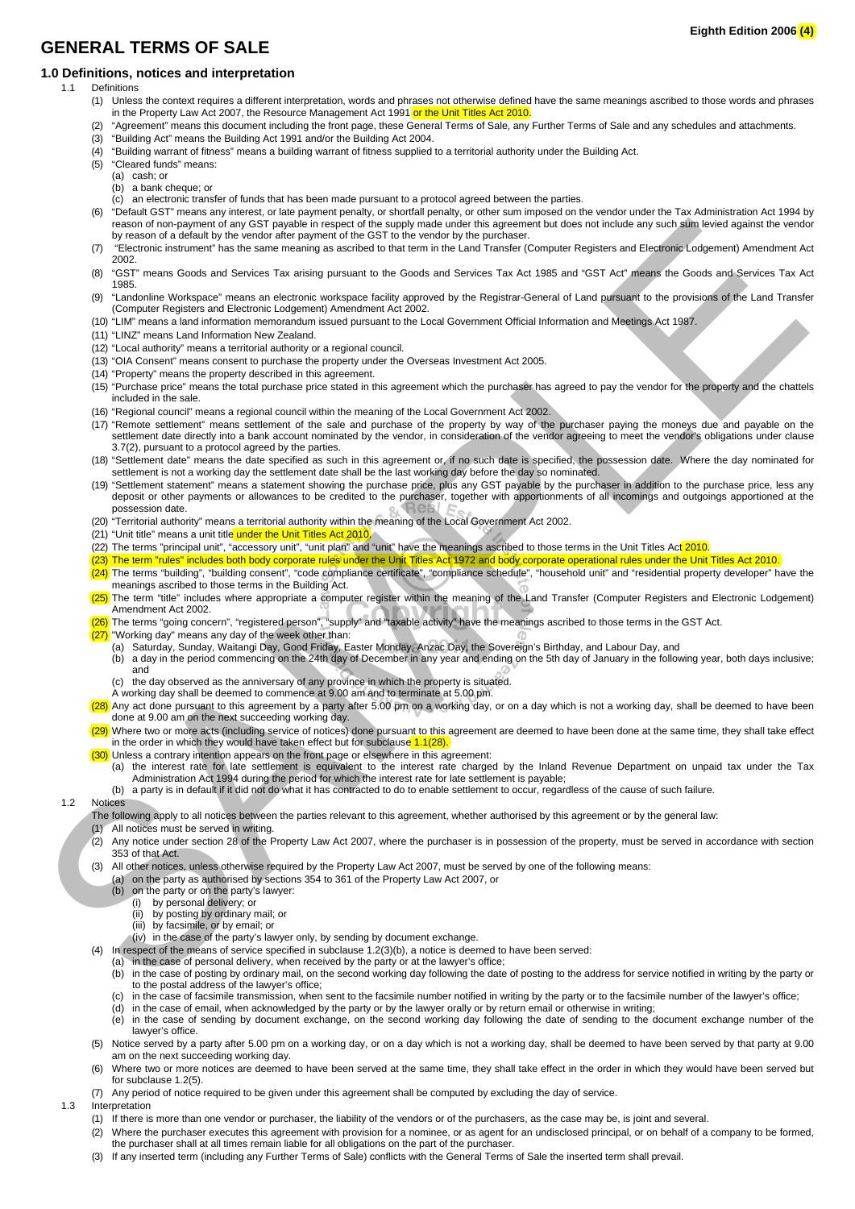# GENERAL TERMS OF SALE

Eighth Edition 2006 (4)

## 1.0 Definitions, notices and interpretation

1.1 Definitions

(1) Unless the context requires a different interpretation, words and phrases not otherwise defined have the same meanings ascribed to those words and phrases in the Property Law Act 2007, the Resource Management Act 1991 or the Unit Titles Act 2010.

(2) "Agreement" means this document including the front page, these General Terms of Sale, any Further Terms of Sale and any schedules and attachments.

(3) "Building Act" means the Building Act 1991 and/or the Building Act 2004.

(4) "Building warrant of fitness" means a building warrant of fitness supplied to a territorial authority under the Building Act.

(5) "Cleared funds" means:
   - (a) cash; or
   - (b) a bank cheque; or
   - (c) an electronic transfer of funds that has been made pursuant to a protocol agreed between the parties.

(6) "Default GST" means any interest, or late payment penalty, or shortfall penalty, or other sum imposed on the vendor under the Tax Administration Act 1994 by reason of non-payment of any GST payable in respect of the supply made under this agreement but does not include any such sum levied against the vendor by reason of a default by the vendor after payment of the GST to the vendor by the purchaser.

(7) "Electronic instrument" has the same meaning as ascribed to that term in the Land Transfer (Computer Registers and Electronic Lodgement) Amendment Act 2002.

(8) "GST" means Goods and Services Tax arising pursuant to the Goods and Services Tax Act 1985 and "GST Act" means the Goods and Services Tax Act 1985.

(9) "Landonline Workspace" means an electronic workspace facility approved by the Registrar-General of Land pursuant to the provisions of the Land Transfer (Computer Registers and Electronic Lodgement) Amendment Act 2002.

(10) "LIM" means a land information memorandum issued pursuant to the Local Government Official Information and Meetings Act 1987.

(11) "LINZ" means Land Information New Zealand.

(12) "Local authority" means a territorial authority or a regional council.

(13) "OIA Consent" means consent to purchase the property under the Overseas Investment Act 2005.

(14) "Property" means the property described in this agreement.

(15) "Purchase price" means the total purchase price stated in this agreement which the purchaser has agreed to pay the vendor for the property and the chattels included in the sale.

(16) "Regional council" means a regional council within the meaning of the Local Government Act 2002.

(17) "Remote settlement" means settlement of the sale and purchase of the property by way of the purchaser paying the moneys due and payable on the settlement date directly into a bank account nominated by the vendor, in consideration of the vendor agreeing to meet the vendor's obligations under clause 3.7(2), pursuant to a protocol agreed by the parties.

(18) "Settlement date" means the date specified as such in this agreement or, if no such date is specified, the possession date. Where the day nominated for settlement is not a working day the settlement date shall be the last working day before the day so nominated.

(19) "Settlement statement" means a statement showing the purchase price, plus any GST payable by the purchaser in addition to the purchase price, less any deposit or other payments or allowances to be credited to the purchaser, together with apportionments of all incomings and outgoings apportioned at the possession date.

(20) "Territorial authority" means a territorial authority within the meaning of the Local Government Act 2002.

(21) "Unit title" means a unit title under the Unit Titles Act 2010.

(22) The terms "principal unit", "accessory unit", "unit plan" and "unit" have the meanings ascribed to those terms in the Unit Titles Act 2010.

(23) The term "rules" includes both body corporate rules under the Unit Titles Act 1972 and body corporate operational rules under the Unit Titles Act 2010.

(24) The terms "building", "building consent", "code compliance certificate", "compliance schedule", "household unit" and "residential property developer" have the meanings ascribed to those terms in the Building Act.

(25) The term "title" includes where appropriate a computer register within the meaning of the Land Transfer (Computer Registers and Electronic Lodgement) Amendment Act 2002.

(26) The terms "going concern", "registered person", "supply" and "taxable activity" have the meanings ascribed to those terms in the GST Act.

(27) "Working day" means any day of the week other than:
   - (a) Saturday, Sunday, Waitangi Day, Good Friday, Easter Monday, Anzac Day, the Sovereign's Birthday, and Labour Day, and
   - (b) a day in the period commencing on the 24th day of December in any year and ending on the 5th day of January in the following year, both days inclusive; and
   - (c) the day observed as the anniversary of any province in which the property is situated.

   A working day shall be deemed to commence at 9.00 am and to terminate at 5.00 pm.

(28) Any act done pursuant to this agreement by a party after 5.00 pm on a working day, or on a day which is not a working day, shall be deemed to have been done at 9.00 am on the next succeeding working day.

(29) Where two or more acts (including service of notices) done pursuant to this agreement are deemed to have been done at the same time, they shall take effect in the order in which they would have taken effect but for subclause 1.1(28).

(30) Unless a contrary intention appears on the front page or elsewhere in this agreement:
   - (a) the interest rate for late settlement is equivalent to the interest rate charged by the Inland Revenue Department on unpaid tax under the Tax Administration Act 1994 during the period for which the interest rate for late settlement is payable;
   - (b) a party is in default if it did not do what it has contracted to do to enable settlement to occur, regardless of the cause of such failure.

1.2 Notices

The following apply to all notices between the parties relevant to this agreement, whether authorised by this agreement or by the general law:

(1) All notices must be served in writing.

(2) Any notice under section 28 of the Property Law Act 2007, where the purchaser is in possession of the property, must be served in accordance with section 353 of that Act.

(3) All other notices, unless otherwise required by the Property Law Act 2007, must be served by one of the following means:
   - (a) on the party as authorised by sections 354 to 361 of the Property Law Act 2007, or
   - (b) on the party or on the party's lawyer:
     - (i) by personal delivery; or
     - (ii) by posting by ordinary mail; or
     - (iii) by facsimile, or by email; or
     - (iv) in the case of the party's lawyer only, by sending by document exchange.

(4) In respect of the means of service specified in subclause 1.2(3)(b), a notice is deemed to have been served:
   - (a) in the case of personal delivery, when received by the party or at the lawyer's office;
   - (b) in the case of posting by ordinary mail, on the second working day following the date of posting to the address for service notified in writing by the party or to the postal address of the lawyer's office;
   - (c) in the case of facsimile transmission, when sent to the facsimile number notified in writing by the party or to the facsimile number of the lawyer's office;
   - (d) in the case of email, when acknowledged by the party or by the lawyer orally or by return email or otherwise in writing;
   - (e) in the case of sending by document exchange, on the second working day following the date of sending to the document exchange number of the lawyer's office.

(5) Notice served by a party after 5.00 pm on a working day, or on a day which is not a working day, shall be deemed to have been served by that party at 9.00 am on the next succeeding working day.

(6) Where two or more notices are deemed to have been served at the same time, they shall take effect in the order in which they would have been served but for subclause 1.2(5).

(7) Any period of notice required to be given under this agreement shall be computed by excluding the day of service.

1.3 Interpretation

(1) If there is more than one vendor or purchaser, the liability of the vendors or of the purchasers, as the case may be, is joint and several.

(2) Where the purchaser executes this agreement with provision for a nominee, or as agent for an undisclosed principal, or on behalf of a company to be formed, the purchaser shall at all times remain liable for all obligations on the part of the purchaser.

(3) If any inserted term (including any Further Terms of Sale) conflicts with the General Terms of Sale the inserted term shall prevail.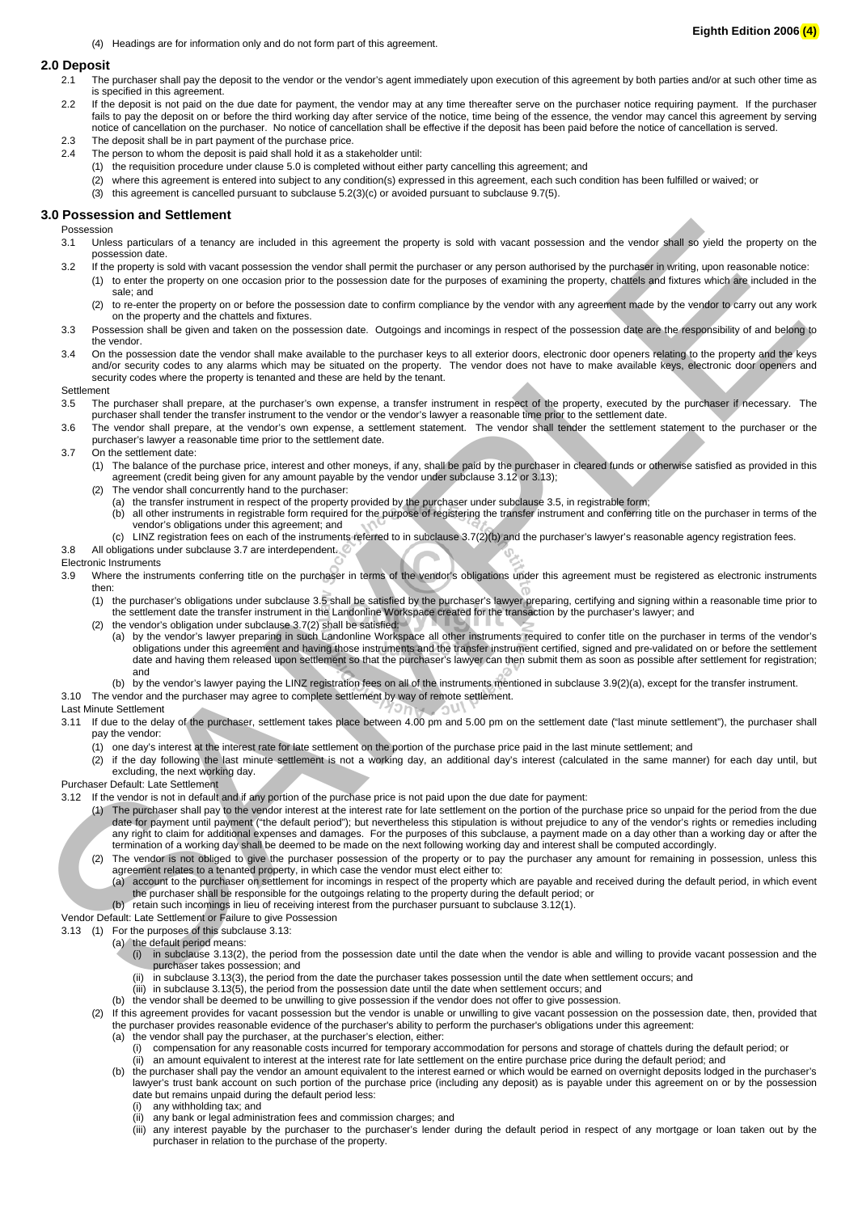(4) Headings are for information only and do not form part of this agreement.

## 2.0 Deposit

2.1 The purchaser shall pay the deposit to the vendor or the vendor's agent immediately upon execution of this agreement by both parties and/or at such other time as is specified in this agreement.

2.2 If the deposit is not paid on the due date for payment, the vendor may at any time thereafter serve on the purchaser notice requiring payment. If the purchaser fails to pay the deposit on or before the third working day after service of the notice, time being of the essence, the vendor may cancel this agreement by serving notice of cancellation on the purchaser. No notice of cancellation shall be effective if the deposit has been paid before the notice of cancellation is served.

2.3 The deposit shall be in part payment of the purchase price.

2.4 The person to whom the deposit is paid shall hold it as a stakeholder until:

(1) the requisition procedure under clause 5.0 is completed without either party cancelling this agreement; and

(2) where this agreement is entered into subject to any condition(s) expressed in this agreement, each such condition has been fulfilled or waived; or

(3) this agreement is cancelled pursuant to subclause 5.2(3)(c) or avoided pursuant to subclause 9.7(5).

## 3.0 Possession and Settlement

Possession

3.1 Unless particulars of a tenancy are included in this agreement the property is sold with vacant possession and the vendor shall so yield the property on the possession date.

3.2 If the property is sold with vacant possession the vendor shall permit the purchaser or any person authorised by the purchaser in writing, upon reasonable notice:

(1) to enter the property on one occasion prior to the possession date for the purposes of examining the property, chattels and fixtures which are included in the sale; and

(2) to re-enter the property on or before the possession date to confirm compliance by the vendor with any agreement made by the vendor to carry out any work on the property and the chattels and fixtures.

3.3 Possession shall be given and taken on the possession date. Outgoings and incomings in respect of the possession date are the responsibility of and belong to the vendor.

3.4 On the possession date the vendor shall make available to the purchaser keys to all exterior doors, electronic door openers relating to the property and the keys and/or security codes to any alarms which may be situated on the property. The vendor does not have to make available keys, electronic door openers and security codes where the property is tenanted and these are held by the tenant.

Settlement

3.5 The purchaser shall prepare, at the purchaser's own expense, a transfer instrument in respect of the property, executed by the purchaser if necessary. The purchaser shall tender the transfer instrument to the vendor or the vendor's lawyer a reasonable time prior to the settlement date.

3.6 The vendor shall prepare, at the vendor's own expense, a settlement statement. The vendor shall tender the settlement statement to the purchaser or the purchaser's lawyer a reasonable time prior to the settlement date.

3.7 On the settlement date:

(1) The balance of the purchase price, interest and other moneys, if any, shall be paid by the purchaser in cleared funds or otherwise satisfied as provided in this agreement (credit being given for any amount payable by the vendor under subclause 3.12 or 3.13);

(2) The vendor shall concurrently hand to the purchaser:

(a) the transfer instrument in respect of the property provided by the purchaser under subclause 3.5, in registrable form;

(b) all other instruments in registrable form required for the purpose of registering the transfer instrument and conferring title on the purchaser in terms of the vendor's obligations under this agreement; and

(c) LINZ registration fees on each of the instruments referred to in subclause 3.7(2)(b) and the purchaser's lawyer's reasonable agency registration fees.

3.8 All obligations under subclause 3.7 are interdependent.

Electronic Instruments

3.9 Where the instruments conferring title on the purchaser in terms of the vendor's obligations under this agreement must be registered as electronic instruments then:

(1) the purchaser's obligations under subclause 3.5 shall be satisfied by the purchaser's lawyer preparing, certifying and signing within a reasonable time prior to the settlement date the transfer instrument in the Landonline Workspace created for the transaction by the purchaser's lawyer; and

(2) the vendor's obligation under subclause 3.7(2) shall be satisfied:

(a) by the vendor's lawyer preparing in such Landonline Workspace all other instruments required to confer title on the purchaser in terms of the vendor's obligations under this agreement and having those instruments and the transfer instrument certified, signed and pre-validated on or before the settlement date and having them released upon settlement so that the purchaser's lawyer can then submit them as soon as possible after settlement for registration; and

(b) by the vendor's lawyer paying the LINZ registration fees on all of the instruments mentioned in subclause 3.9(2)(a), except for the transfer instrument.

3.10 The vendor and the purchaser may agree to complete settlement by way of remote settlement.

Last Minute Settlement

3.11 If due to the delay of the purchaser, settlement takes place between 4.00 pm and 5.00 pm on the settlement date ("last minute settlement"), the purchaser shall pay the vendor:

(1) one day's interest at the interest rate for late settlement on the portion of the purchase price paid in the last minute settlement; and

(2) if the day following the last minute settlement is not a working day, an additional day's interest (calculated in the same manner) for each day until, but excluding, the next working day.

Purchaser Default: Late Settlement

3.12 If the vendor is not in default and if any portion of the purchase price is not paid upon the due date for payment:

(1) The purchaser shall pay to the vendor interest at the interest rate for late settlement on the portion of the purchase price so unpaid for the period from the due date for payment until payment ("the default period"); but nevertheless this stipulation is without prejudice to any of the vendor's rights or remedies including any right to claim for additional expenses and damages. For the purposes of this subclause, a payment made on a day other than a working day or after the termination of a working day shall be deemed to be made on the next following working day and interest shall be computed accordingly.

(2) The vendor is not obliged to give the purchaser possession of the property or to pay the purchaser any amount for remaining in possession, unless this agreement relates to a tenanted property, in which case the vendor must elect either to:

(a) account to the purchaser on settlement for incomings in respect of the property which are payable and received during the default period, in which event the purchaser shall be responsible for the outgoings relating to the property during the default period; or

(b) retain such incomings in lieu of receiving interest from the purchaser pursuant to subclause 3.12(1).

Vendor Default: Late Settlement or Failure to give Possession

3.13 (1) For the purposes of this subclause 3.13:

(a) the default period means:

(i) in subclause 3.13(2), the period from the possession date until the date when the vendor is able and willing to provide vacant possession and the purchaser takes possession; and

(ii) in subclause 3.13(3), the period from the date the purchaser takes possession until the date when settlement occurs; and

(iii) in subclause 3.13(5), the period from the possession date until the date when settlement occurs; and

(b) the vendor shall be deemed to be unwilling to give possession if the vendor does not offer to give possession.

(2) If this agreement provides for vacant possession but the vendor is unable or unwilling to give vacant possession on the possession date, then, provided that the purchaser provides reasonable evidence of the purchaser's ability to perform the purchaser's obligations under this agreement:

(a) the vendor shall pay the purchaser, at the purchaser's election, either:

(i) compensation for any reasonable costs incurred for temporary accommodation for persons and storage of chattels during the default period; or

(ii) an amount equivalent to interest at the interest rate for late settlement on the entire purchase price during the default period; and

(b) the purchaser shall pay the vendor an amount equivalent to the interest earned or which would be earned on overnight deposits lodged in the purchaser's lawyer's trust bank account on such portion of the purchase price (including any deposit) as is payable under this agreement on or by the possession date but remains unpaid during the default period less:

(i) any withholding tax; and

(ii) any bank or legal administration fees and commission charges; and

(iii) any interest payable by the purchaser to the purchaser's lender during the default period in respect of any mortgage or loan taken out by the purchaser in relation to the purchase of the property.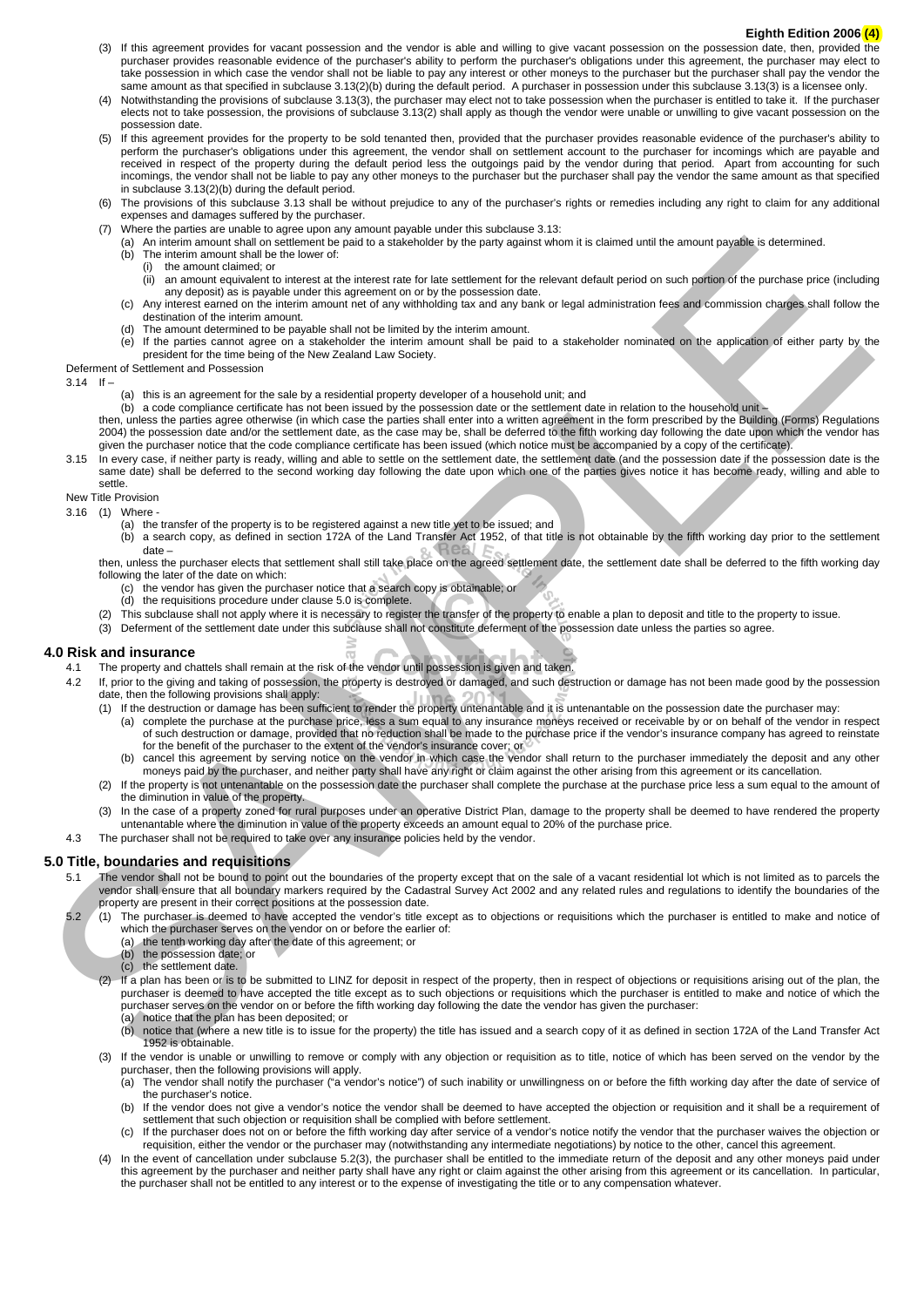(3) If this agreement provides for vacant possession and the vendor is able and willing to give vacant possession on the possession date, then, provided the purchaser provides reasonable evidence of the purchaser's ability to perform the purchaser's obligations under this agreement, the purchaser may elect to take possession in which case the vendor shall not be liable to pay any interest or other moneys to the purchaser but the purchaser shall pay the vendor the same amount as that specified in subclause 3.13(2)(b) during the default period. A purchaser in possession under this subclause 3.13(3) is a licensee only.

(4) Notwithstanding the provisions of subclause 3.13(3), the purchaser may elect not to take possession when the purchaser is entitled to take it. If the purchaser elects not to take possession, the provisions of subclause 3.13(2) shall apply as though the vendor were unable or unwilling to give vacant possession on the possession date.

(5) If this agreement provides for the property to be sold tenanted then, provided that the purchaser provides reasonable evidence of the purchaser's ability to perform the purchaser's obligations under this agreement, the vendor shall on settlement account to the purchaser for incomings which are payable and received in respect of the property during the default period less the outgoings paid by the vendor during that period. Apart from accounting for such incomings, the vendor shall not be liable to pay any other moneys to the purchaser but the purchaser shall pay the vendor the same amount as that specified in subclause 3.13(2)(b) during the default period.

(6) The provisions of this subclause 3.13 shall be without prejudice to any of the purchaser's rights or remedies including any right to claim for any additional expenses and damages suffered by the purchaser.

(7) Where the parties are unable to agree upon any amount payable under this subclause 3.13:
   - (a) An interim amount shall on settlement be paid to a stakeholder by the party against whom it is claimed until the amount payable is determined.
   - (b) The interim amount shall be the lower of:
     - (i) the amount claimed; or
     - (ii) an amount equivalent to interest at the interest rate for late settlement for the relevant default period on such portion of the purchase price (including any deposit) as is payable under this agreement on or by the possession date.
   - (c) Any interest earned on the interim amount net of any withholding tax and any bank or legal administration fees and commission charges shall follow the destination of the interim amount.
   - (d) The amount determined to be payable shall not be limited by the interim amount.
   - (e) If the parties cannot agree on a stakeholder the interim amount shall be paid to a stakeholder nominated on the application of either party by the president for the time being of the New Zealand Law Society.

Deferment of Settlement and Possession

3.14 If –
   - (a) this is an agreement for the sale by a residential property developer of a household unit; and
   - (b) a code compliance certificate has not been issued by the possession date or the settlement date in relation to the household unit –

then, unless the parties agree otherwise (in which case the parties shall enter into a written agreement in the form prescribed by the Building (Forms) Regulations 2004) the possession date and/or the settlement date, as the case may be, shall be deferred to the fifth working day following the date upon which the vendor has given the purchaser notice that the code compliance certificate has been issued (which notice must be accompanied by a copy of the certificate).

3.15 In every case, if neither party is ready, willing and able to settle on the settlement date, the settlement date (and the possession date if the possession date is the same date) shall be deferred to the second working day following the date upon which one of the parties gives notice it has become ready, willing and able to settle.

New Title Provision

3.16 (1) Where -
   - (a) the transfer of the property is to be registered against a new title yet to be issued; and
   - (b) a search copy, as defined in section 172A of the Land Transfer Act 1952, of that title is not obtainable by the fifth working day prior to the settlement date –

   then, unless the purchaser elects that settlement shall still take place on the agreed settlement date, the settlement date shall be deferred to the fifth working day following the later of the date on which:
   - (c) the vendor has given the purchaser notice that a search copy is obtainable; or
   - (d) the requisitions procedure under clause 5.0 is complete.

(2) This subclause shall not apply where it is necessary to register the transfer of the property to enable a plan to deposit and title to the property to issue.

(3) Deferment of the settlement date under this subclause shall not constitute deferment of the possession date unless the parties so agree.

## 4.0 Risk and insurance

4.1 The property and chattels shall remain at the risk of the vendor until possession is given and taken.

4.2 If, prior to the giving and taking of possession, the property is destroyed or damaged, and such destruction or damage has not been made good by the possession date, then the following provisions shall apply:

(1) If the destruction or damage has been sufficient to render the property untenantable and it is untenantable on the possession date the purchaser may:
   - (a) complete the purchase at the purchase price, less a sum equal to any insurance moneys received or receivable by or on behalf of the vendor in respect of such destruction or damage, provided that no reduction shall be made to the purchase price if the vendor's insurance company has agreed to reinstate for the benefit of the purchaser to the extent of the vendor's insurance cover; or
   - (b) cancel this agreement by serving notice on the vendor in which case the vendor shall return to the purchaser immediately the deposit and any other moneys paid by the purchaser, and neither party shall have any right or claim against the other arising from this agreement or its cancellation.

(2) If the property is not untenantable on the possession date the purchaser shall complete the purchase at the purchase price less a sum equal to the amount of the diminution in value of the property.

(3) In the case of a property zoned for rural purposes under an operative District Plan, damage to the property shall be deemed to have rendered the property untenantable where the diminution in value of the property exceeds an amount equal to 20% of the purchase price.

4.3 The purchaser shall not be required to take over any insurance policies held by the vendor.

## 5.0 Title, boundaries and requisitions

5.1 The vendor shall not be bound to point out the boundaries of the property except that on the sale of a vacant residential lot which is not limited as to parcels the vendor shall ensure that all boundary markers required by the Cadastral Survey Act 2002 and any related rules and regulations to identify the boundaries of the property are present in their correct positions at the possession date.

5.2 (1) The purchaser is deemed to have accepted the vendor's title except as to objections or requisitions which the purchaser is entitled to make and notice of which the purchaser serves on the vendor on or before the earlier of:
   - (a) the tenth working day after the date of this agreement; or
   - (b) the possession date; or
   - (c) the settlement date.

(2) If a plan has been or is to be submitted to LINZ for deposit in respect of the property, then in respect of objections or requisitions arising out of the plan, the purchaser is deemed to have accepted the title except as to such objections or requisitions which the purchaser is entitled to make and notice of which the purchaser serves on the vendor on or before the fifth working day following the date the vendor has given the purchaser:
   - (a) notice that the plan has been deposited; or
   - (b) notice that (where a new title is to issue for the property) the title has issued and a search copy of it as defined in section 172A of the Land Transfer Act 1952 is obtainable.

(3) If the vendor is unable or unwilling to remove or comply with any objection or requisition as to title, notice of which has been served on the vendor by the purchaser, then the following provisions will apply.
   - (a) The vendor shall notify the purchaser ("a vendor's notice") of such inability or unwillingness on or before the fifth working day after the date of service of the purchaser's notice.
   - (b) If the vendor does not give a vendor's notice the vendor shall be deemed to have accepted the objection or requisition and it shall be a requirement of settlement that such objection or requisition shall be complied with before settlement.
   - (c) If the purchaser does not on or before the fifth working day after service of a vendor's notice notify the vendor that the purchaser waives the objection or requisition, either the vendor or the purchaser may (notwithstanding any intermediate negotiations) by notice to the other, cancel this agreement.

(4) In the event of cancellation under subclause 5.2(3), the purchaser shall be entitled to the immediate return of the deposit and any other moneys paid under this agreement by the purchaser and neither party shall have any right or claim against the other arising from this agreement or its cancellation. In particular, the purchaser shall not be entitled to any interest or to the expense of investigating the title or to any compensation whatever.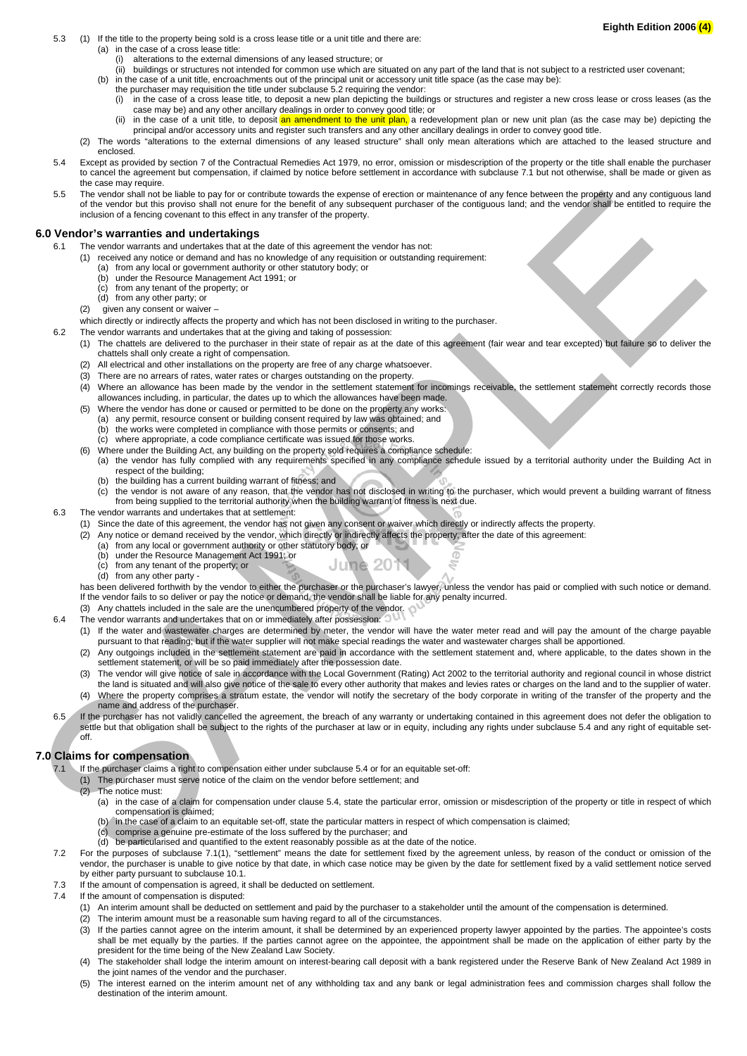5.3 (1) If the title to the property being sold is a cross lease title or a unit title and there are:

(a) in the case of a cross lease title:

(i) alterations to the external dimensions of any leased structure; or

(ii) buildings or structures not intended for common use which are situated on any part of the land that is not subject to a restricted user covenant;

(b) in the case of a unit title, encroachments out of the principal unit or accessory unit title space (as the case may be):

the purchaser may requisition the title under subclause 5.2 requiring the vendor:

(i) in the case of a cross lease title, to deposit a new plan depicting the buildings or structures and register a new cross lease or cross leases (as the case may be) and any other ancillary dealings in order to convey good title; or

(ii) in the case of a unit title, to deposit an amendment to the unit plan, a redevelopment plan or new unit plan (as the case may be) depicting the principal and/or accessory units and register such transfers and any other ancillary dealings in order to convey good title.

(2) The words "alterations to the external dimensions of any leased structure" shall only mean alterations which are attached to the leased structure and enclosed.

5.4 Except as provided by section 7 of the Contractual Remedies Act 1979, no error, omission or misdescription of the property or the title shall enable the purchaser to cancel the agreement but compensation, if claimed by notice before settlement in accordance with subclause 7.1 but not otherwise, shall be made or given as the case may require.

5.5 The vendor shall not be liable to pay for or contribute towards the expense of erection or maintenance of any fence between the property and any contiguous land of the vendor but this proviso shall not enure for the benefit of any subsequent purchaser of the contiguous land; and the vendor shall be entitled to require the inclusion of a fencing covenant to this effect in any transfer of the property.

## 6.0 Vendor's warranties and undertakings

6.1 The vendor warrants and undertakes that at the date of this agreement the vendor has not:

(1) received any notice or demand and has no knowledge of any requisition or outstanding requirement:

(a) from any local or government authority or other statutory body; or

(b) under the Resource Management Act 1991; or

(c) from any tenant of the property; or

(d) from any other party; or

(2) given any consent or waiver –

which directly or indirectly affects the property and which has not been disclosed in writing to the purchaser.

6.2 The vendor warrants and undertakes that at the giving and taking of possession:

(1) The chattels are delivered to the purchaser in their state of repair as at the date of this agreement (fair wear and tear excepted) but failure so to deliver the chattels shall only create a right of compensation.

(2) All electrical and other installations on the property are free of any charge whatsoever.

(3) There are no arrears of rates, water rates or charges outstanding on the property.

(4) Where an allowance has been made by the vendor in the settlement statement for incomings receivable, the settlement statement correctly records those allowances including, in particular, the dates up to which the allowances have been made.

(5) Where the vendor has done or caused or permitted to be done on the property any works:

(a) any permit, resource consent or building consent required by law was obtained; and

(b) the works were completed in compliance with those permits or consents; and

(c) where appropriate, a code compliance certificate was issued for those works.

(6) Where under the Building Act, any building on the property sold requires a compliance schedule:

(a) the vendor has fully complied with any requirements specified in any compliance schedule issued by a territorial authority under the Building Act in respect of the building;

(b) the building has a current building warrant of fitness; and

(c) the vendor is not aware of any reason, that the vendor has not disclosed in writing to the purchaser, which would prevent a building warrant of fitness from being supplied to the territorial authority when the building warrant of fitness is next due.

6.3 The vendor warrants and undertakes that at settlement:

(1) Since the date of this agreement, the vendor has not given any consent or waiver which directly or indirectly affects the property.

(2) Any notice or demand received by the vendor, which directly or indirectly affects the property, after the date of this agreement:

(a) from any local or government authority or other statutory body; or

(b) under the Resource Management Act 1991; or

(c) from any tenant of the property; or

(d) from any other party -

has been delivered forthwith by the vendor to either the purchaser or the purchaser's lawyer, unless the vendor has paid or complied with such notice or demand. If the vendor fails to so deliver or pay the notice or demand, the vendor shall be liable for any penalty incurred.

(3) Any chattels included in the sale are the unencumbered property of the vendor.

6.4 The vendor warrants and undertakes that on or immediately after possession:

(1) If the water and wastewater charges are determined by meter, the vendor will have the water meter read and will pay the amount of the charge payable pursuant to that reading; but if the water supplier will not make special readings the water and wastewater charges shall be apportioned.

(2) Any outgoings included in the settlement statement are paid in accordance with the settlement statement and, where applicable, to the dates shown in the settlement statement, or will be so paid immediately after the possession date.

(3) The vendor will give notice of sale in accordance with the Local Government (Rating) Act 2002 to the territorial authority and regional council in whose district the land is situated and will also give notice of the sale to every other authority that makes and levies rates or charges on the land and to the supplier of water.

(4) Where the property comprises a stratum estate, the vendor will notify the secretary of the body corporate in writing of the transfer of the property and the name and address of the purchaser.

6.5 If the purchaser has not validly cancelled the agreement, the breach of any warranty or undertaking contained in this agreement does not defer the obligation to settle but that obligation shall be subject to the rights of the purchaser at law or in equity, including any rights under subclause 5.4 and any right of equitable set-off.

## 7.0 Claims for compensation

7.1 If the purchaser claims a right to compensation either under subclause 5.4 or for an equitable set-off:

(1) The purchaser must serve notice of the claim on the vendor before settlement; and

(2) The notice must:

(a) in the case of a claim for compensation under clause 5.4, state the particular error, omission or misdescription of the property or title in respect of which compensation is claimed;

(b) in the case of a claim to an equitable set-off, state the particular matters in respect of which compensation is claimed;

(c) comprise a genuine pre-estimate of the loss suffered by the purchaser; and

(d) be particularised and quantified to the extent reasonably possible as at the date of the notice.

7.2 For the purposes of subclause 7.1(1), "settlement" means the date for settlement fixed by the agreement unless, by reason of the conduct or omission of the vendor, the purchaser is unable to give notice by that date, in which case notice may be given by the date for settlement fixed by a valid settlement notice served by either party pursuant to subclause 10.1.

7.3 If the amount of compensation is agreed, it shall be deducted on settlement.

7.4 If the amount of compensation is disputed:

(1) An interim amount shall be deducted on settlement and paid by the purchaser to a stakeholder until the amount of the compensation is determined.

(2) The interim amount must be a reasonable sum having regard to all of the circumstances.

(3) If the parties cannot agree on the interim amount, it shall be determined by an experienced property lawyer appointed by the parties. The appointee's costs shall be met equally by the parties. If the parties cannot agree on the appointee, the appointment shall be made on the application of either party by the president for the time being of the New Zealand Law Society.

(4) The stakeholder shall lodge the interim amount on interest-bearing call deposit with a bank registered under the Reserve Bank of New Zealand Act 1989 in the joint names of the vendor and the purchaser.

(5) The interest earned on the interim amount net of any withholding tax and any bank or legal administration fees and commission charges shall follow the destination of the interim amount.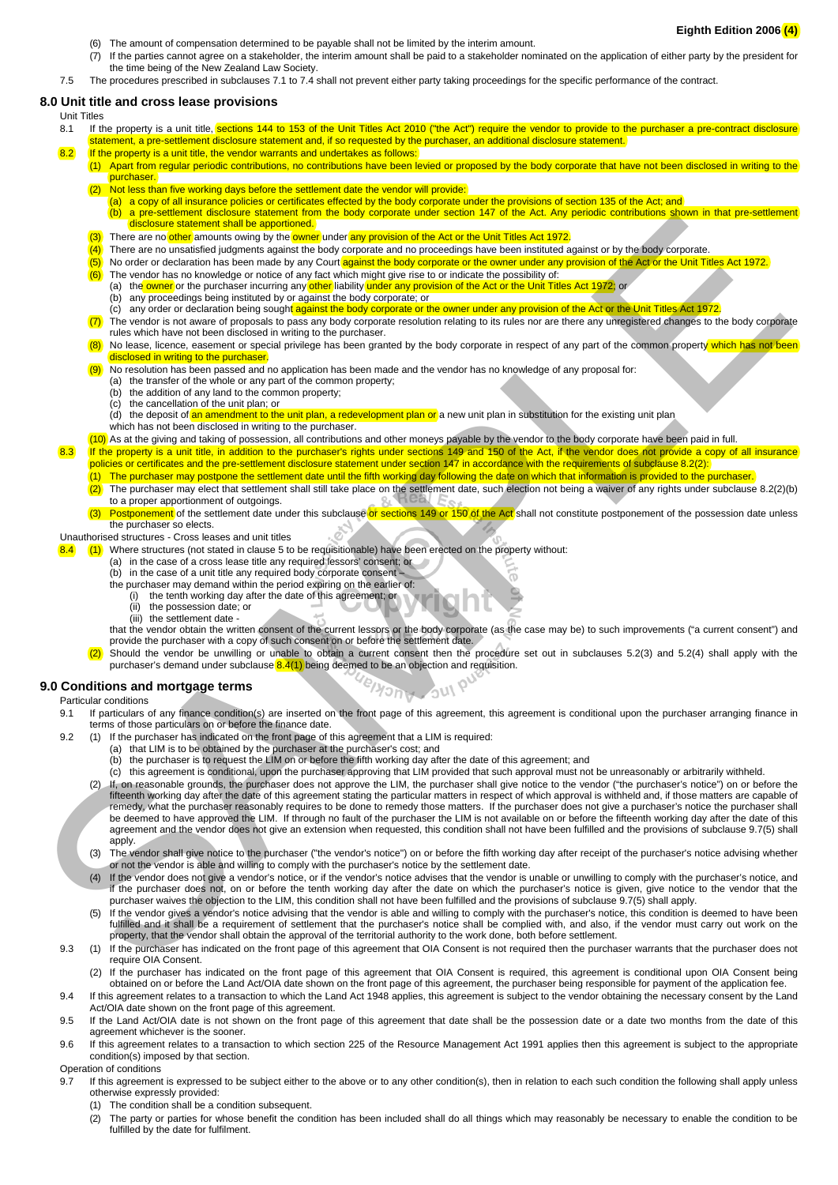(6) The amount of compensation determined to be payable shall not be limited by the interim amount.

(7) If the parties cannot agree on a stakeholder, the interim amount shall be paid to a stakeholder nominated on the application of either party by the president for the time being of the New Zealand Law Society.

7.5 The procedures prescribed in subclauses 7.1 to 7.4 shall not prevent either party taking proceedings for the specific performance of the contract.

## 8.0 Unit title and cross lease provisions

Unit Titles

8.1 If the property is a unit title, sections 144 to 153 of the Unit Titles Act 2010 ("the Act") require the vendor to provide to the purchaser a pre-contract disclosure statement, a pre-settlement disclosure statement and, if so requested by the purchaser, an additional disclosure statement.

8.2 If the property is a unit title, the vendor warrants and undertakes as follows:

(1) Apart from regular periodic contributions, no contributions have been levied or proposed by the body corporate that have not been disclosed in writing to the purchaser.

(2) Not less than five working days before the settlement date the vendor will provide:
- (a) a copy of all insurance policies or certificates effected by the body corporate under the provisions of section 135 of the Act; and
- (b) a pre-settlement disclosure statement from the body corporate under section 147 of the Act. Any periodic contributions shown in that pre-settlement disclosure statement shall be apportioned.

(3) There are no other amounts owing by the owner under any provision of the Act or the Unit Titles Act 1972.

(4) There are no unsatisfied judgments against the body corporate and no proceedings have been instituted against or by the body corporate.

(5) No order or declaration has been made by any Court against the body corporate or the owner under any provision of the Act or the Unit Titles Act 1972.

(6) The vendor has no knowledge or notice of any fact which might give rise to or indicate the possibility of:
- (a) the owner or the purchaser incurring any other liability under any provision of the Act or the Unit Titles Act 1972; or
- (b) any proceedings being instituted by or against the body corporate; or
- (c) any order or declaration being sought against the body corporate or the owner under any provision of the Act or the Unit Titles Act 1972.

(7) The vendor is not aware of proposals to pass any body corporate resolution relating to its rules nor are there any unregistered changes to the body corporate rules which have not been disclosed in writing to the purchaser.

(8) No lease, licence, easement or special privilege has been granted by the body corporate in respect of any part of the common property which has not been disclosed in writing to the purchaser.

(9) No resolution has been passed and no application has been made and the vendor has no knowledge of any proposal for:
- (a) the transfer of the whole or any part of the common property;
- (b) the addition of any land to the common property;
- (c) the cancellation of the unit plan; or
- (d) the deposit of an amendment to the unit plan, a redevelopment plan or a new unit plan in substitution for the existing unit plan

which has not been disclosed in writing to the purchaser.

(10) As at the giving and taking of possession, all contributions and other moneys payable by the vendor to the body corporate have been paid in full.

8.3 If the property is a unit title, in addition to the purchaser's rights under sections 149 and 150 of the Act, if the vendor does not provide a copy of all insurance policies or certificates and the pre-settlement disclosure statement under section 147 in accordance with the requirements of subclause 8.2(2):

(1) The purchaser may postpone the settlement date until the fifth working day following the date on which that information is provided to the purchaser.

(2) The purchaser may elect that settlement shall take place on the settlement date, such election not being a waiver of any rights under subclause 8.2(2)(b) to a proper apportionment of outgoings.

(3) Postponement of the settlement date under this subclause or sections 149 or 150 of the Act shall not constitute postponement of the possession date unless the purchaser so elects.

Unauthorised structures - Cross leases and unit titles

8.4 (1) Where structures (not stated in clause 5 to be requisitionable) have been erected on the property without:
- (a) in the case of a cross lease title any required lessors' consent; or
- (b) in the case of a unit title any required body corporate consent –

the purchaser may demand within the period expiring on the earlier of:
- (i) the tenth working day after the date of this agreement; or
- (ii) the possession date; or
- (iii) the settlement date -

that the vendor obtain the written consent of the current lessors or the body corporate (as the case may be) to such improvements ("a current consent") and provide the purchaser with a copy of such consent on or before the settlement date.

(2) Should the vendor be unwilling or unable to obtain a current consent then the procedure set out in subclauses 5.2(3) and 5.2(4) shall apply with the purchaser's demand under subclause 8.4(1) being deemed to be an objection and requisition.

## 9.0 Conditions and mortgage terms

Particular conditions

9.1 If particulars of any finance condition(s) are inserted on the front page of this agreement, this agreement is conditional upon the purchaser arranging finance in terms of those particulars on or before the finance date.

9.2 (1) If the purchaser has indicated on the front page of this agreement that a LIM is required:
- (a) that LIM is to be obtained by the purchaser at the purchaser's cost; and
- (b) the purchaser is to request the LIM on or before the fifth working day after the date of this agreement; and
- (c) this agreement is conditional, upon the purchaser approving that LIM provided that such approval must not be unreasonably or arbitrarily withheld.

(2) If, on reasonable grounds, the purchaser does not approve the LIM, the purchaser shall give notice to the vendor ("the purchaser's notice") on or before the fifteenth working day after the date of this agreement stating the particular matters in respect of which approval is withheld and, if those matters are capable of remedy, what the purchaser reasonably requires to be done to remedy those matters. If the purchaser does not give a purchaser's notice the purchaser shall be deemed to have approved the LIM. If through no fault of the purchaser the LIM is not available on or before the fifteenth working day after the date of this agreement and the vendor does not give an extension when requested, this condition shall not have been fulfilled and the provisions of subclause 9.7(5) shall apply.

(3) The vendor shall give notice to the purchaser ("the vendor's notice") on or before the fifth working day after receipt of the purchaser's notice advising whether or not the vendor is able and willing to comply with the purchaser's notice by the settlement date.

(4) If the vendor does not give a vendor's notice, or if the vendor's notice advises that the vendor is unable or unwilling to comply with the purchaser's notice, and if the purchaser does not, on or before the tenth working day after the date on which the purchaser's notice is given, give notice to the vendor that the purchaser waives the objection to the LIM, this condition shall not have been fulfilled and the provisions of subclause 9.7(5) shall apply.

(5) If the vendor gives a vendor's notice advising that the vendor is able and willing to comply with the purchaser's notice, this condition is deemed to have been fulfilled and it shall be a requirement of settlement that the purchaser's notice shall be complied with, and also, if the vendor must carry out work on the property, that the vendor shall obtain the approval of the territorial authority to the work done, both before settlement.

9.3 (1) If the purchaser has indicated on the front page of this agreement that OIA Consent is not required then the purchaser warrants that the purchaser does not require OIA Consent.

(2) If the purchaser has indicated on the front page of this agreement that OIA Consent is required, this agreement is conditional upon OIA Consent being obtained on or before the Land Act/OIA date shown on the front page of this agreement, the purchaser being responsible for payment of the application fee.

9.4 If this agreement relates to a transaction to which the Land Act 1948 applies, this agreement is subject to the vendor obtaining the necessary consent by the Land Act/OIA date shown on the front page of this agreement.

9.5 If the Land Act/OIA date is not shown on the front page of this agreement that date shall be the possession date or a date two months from the date of this agreement whichever is the sooner.

9.6 If this agreement relates to a transaction to which section 225 of the Resource Management Act 1991 applies then this agreement is subject to the appropriate condition(s) imposed by that section.

Operation of conditions

9.7 If this agreement is expressed to be subject either to the above or to any other condition(s), then in relation to each such condition the following shall apply unless otherwise expressly provided:

(1) The condition shall be a condition subsequent.

(2) The party or parties for whose benefit the condition has been included shall do all things which may reasonably be necessary to enable the condition to be fulfilled by the date for fulfilment.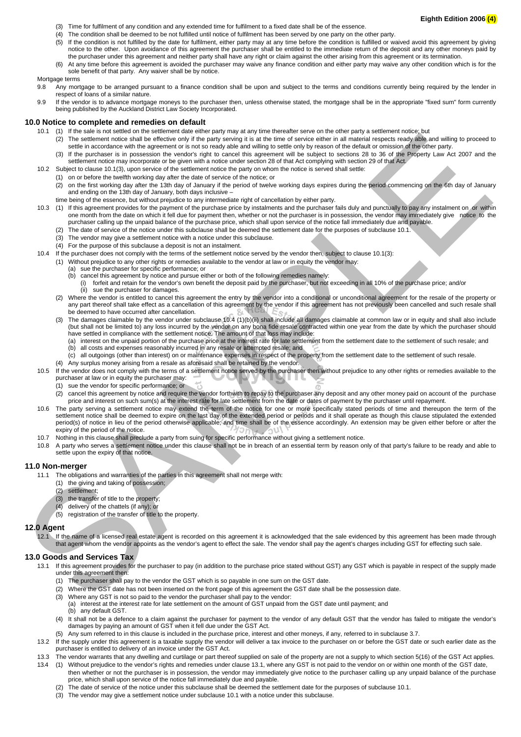(3) Time for fulfilment of any condition and any extended time for fulfilment to a fixed date shall be of the essence.

(4) The condition shall be deemed to be not fulfilled until notice of fulfilment has been served by one party on the other party.

(5) If the condition is not fulfilled by the date for fulfilment, either party may at any time before the condition is fulfilled or waived avoid this agreement by giving notice to the other. Upon avoidance of this agreement the purchaser shall be entitled to the immediate return of the deposit and any other moneys paid by the purchaser under this agreement and neither party shall have any right or claim against the other arising from this agreement or its termination.

(6) At any time before this agreement is avoided the purchaser may waive any finance condition and either party may waive any other condition which is for the sole benefit of that party. Any waiver shall be by notice.

Mortgage terms

9.8 Any mortgage to be arranged pursuant to a finance condition shall be upon and subject to the terms and conditions currently being required by the lender in respect of loans of a similar nature.

9.9 If the vendor is to advance mortgage moneys to the purchaser then, unless otherwise stated, the mortgage shall be in the appropriate "fixed sum" form currently being published by the Auckland District Law Society Incorporated.

## 10.0 Notice to complete and remedies on default

10.1 (1) If the sale is not settled on the settlement date either party may at any time thereafter serve on the other party a settlement notice; but

(2) The settlement notice shall be effective only if the party serving it is at the time of service either in all material respects ready able and willing to proceed to settle in accordance with the agreement or is not so ready able and willing to settle only by reason of the default or omission of the other party.

(3) If the purchaser is in possession the vendor's right to cancel this agreement will be subject to sections 28 to 36 of the Property Law Act 2007 and the settlement notice may incorporate or be given with a notice under section 28 of that Act complying with section 29 of that Act.

10.2 Subject to clause 10.1(3), upon service of the settlement notice the party on whom the notice is served shall settle:

(1) on or before the twelfth working day after the date of service of the notice; or

(2) on the first working day after the 13th day of January if the period of twelve working days expires during the period commencing on the 6th day of January and ending on the 13th day of January, both days inclusive –

time being of the essence, but without prejudice to any intermediate right of cancellation by either party.

10.3 (1) If this agreement provides for the payment of the purchase price by instalments and the purchaser fails duly and punctually to pay any instalment on or within one month from the date on which it fell due for payment then, whether or not the purchaser is in possession, the vendor may immediately give notice to the purchaser calling up the unpaid balance of the purchase price, which shall upon service of the notice fall immediately due and payable.

(2) The date of service of the notice under this subclause shall be deemed the settlement date for the purposes of subclause 10.1.

(3) The vendor may give a settlement notice with a notice under this subclause.

(4) For the purpose of this subclause a deposit is not an instalment.

10.4 If the purchaser does not comply with the terms of the settlement notice served by the vendor then, subject to clause 10.1(3):

(1) Without prejudice to any other rights or remedies available to the vendor at law or in equity the vendor may:

(a) sue the purchaser for specific performance; or

(b) cancel this agreement by notice and pursue either or both of the following remedies namely:

(i) forfeit and retain for the vendor's own benefit the deposit paid by the purchaser, but not exceeding in all 10% of the purchase price; and/or

(ii) sue the purchaser for damages.

(2) Where the vendor is entitled to cancel this agreement the entry by the vendor into a conditional or unconditional agreement for the resale of the property or any part thereof shall take effect as a cancellation of this agreement by the vendor if this agreement has not previously been cancelled and such resale shall be deemed to have occurred after cancellation.

(3) The damages claimable by the vendor under subclause 10.4 (1)(b)(ii) shall include all damages claimable at common law or in equity and shall also include (but shall not be limited to) any loss incurred by the vendor on any bona fide resale contracted within one year from the date by which the purchaser should have settled in compliance with the settlement notice. The amount of that loss may include:

(a) interest on the unpaid portion of the purchase price at the interest rate for late settlement from the settlement date to the settlement of such resale; and

(b) all costs and expenses reasonably incurred in any resale or attempted resale; and

(c) all outgoings (other than interest) on or maintenance expenses in respect of the property from the settlement date to the settlement of such resale.

(4) Any surplus money arising from a resale as aforesaid shall be retained by the vendor.

10.5 If the vendor does not comply with the terms of a settlement notice served by the purchaser then without prejudice to any other rights or remedies available to the purchaser at law or in equity the purchaser may:

(1) sue the vendor for specific performance; or

(2) cancel this agreement by notice and require the vendor forthwith to repay to the purchaser any deposit and any other money paid on account of the purchase price and interest on such sum(s) at the interest rate for late settlement from the date or dates of payment by the purchaser until repayment.

10.6 The party serving a settlement notice may extend the term of the notice for one or more specifically stated periods of time and thereupon the term of the settlement notice shall be deemed to expire on the last day of the extended period or periods and it shall operate as though this clause stipulated the extended period(s) of notice in lieu of the period otherwise applicable; and time shall be of the essence accordingly. An extension may be given either before or after the expiry of the period of the notice.

10.7 Nothing in this clause shall preclude a party from suing for specific performance without giving a settlement notice.

10.8 A party who serves a settlement notice under this clause shall not be in breach of an essential term by reason only of that party's failure to be ready and able to settle upon the expiry of that notice.

## 11.0 Non-merger

11.1 The obligations and warranties of the parties in this agreement shall not merge with:

(1) the giving and taking of possession;

(2) settlement;

(3) the transfer of title to the property;

(4) delivery of the chattels (if any); or

(5) registration of the transfer of title to the property.

## 12.0 Agent

12.1 If the name of a licensed real estate agent is recorded on this agreement it is acknowledged that the sale evidenced by this agreement has been made through that agent whom the vendor appoints as the vendor's agent to effect the sale. The vendor shall pay the agent's charges including GST for effecting such sale.

## 13.0 Goods and Services Tax

13.1 If this agreement provides for the purchaser to pay (in addition to the purchase price stated without GST) any GST which is payable in respect of the supply made under this agreement then:

(1) The purchaser shall pay to the vendor the GST which is so payable in one sum on the GST date.

(2) Where the GST date has not been inserted on the front page of this agreement the GST date shall be the possession date.

(3) Where any GST is not so paid to the vendor the purchaser shall pay to the vendor:

(a) interest at the interest rate for late settlement on the amount of GST unpaid from the GST date until payment; and

(b) any default GST.

(4) It shall not be a defence to a claim against the purchaser for payment to the vendor of any default GST that the vendor has failed to mitigate the vendor's damages by paying an amount of GST when it fell due under the GST Act.

(5) Any sum referred to in this clause is included in the purchase price, interest and other moneys, if any, referred to in subclause 3.7.

13.2 If the supply under this agreement is a taxable supply the vendor will deliver a tax invoice to the purchaser on or before the GST date or such earlier date as the purchaser is entitled to delivery of an invoice under the GST Act.

13.3 The vendor warrants that any dwelling and curtilage or part thereof supplied on sale of the property are not a supply to which section 5(16) of the GST Act applies.

13.4 (1) Without prejudice to the vendor's rights and remedies under clause 13.1, where any GST is not paid to the vendor on or within one month of the GST date, then whether or not the purchaser is in possession, the vendor may immediately give notice to the purchaser calling up any unpaid balance of the purchase price, which shall upon service of the notice fall immediately due and payable.

(2) The date of service of the notice under this subclause shall be deemed the settlement date for the purposes of subclause 10.1.

(3) The vendor may give a settlement notice under subclause 10.1 with a notice under this subclause.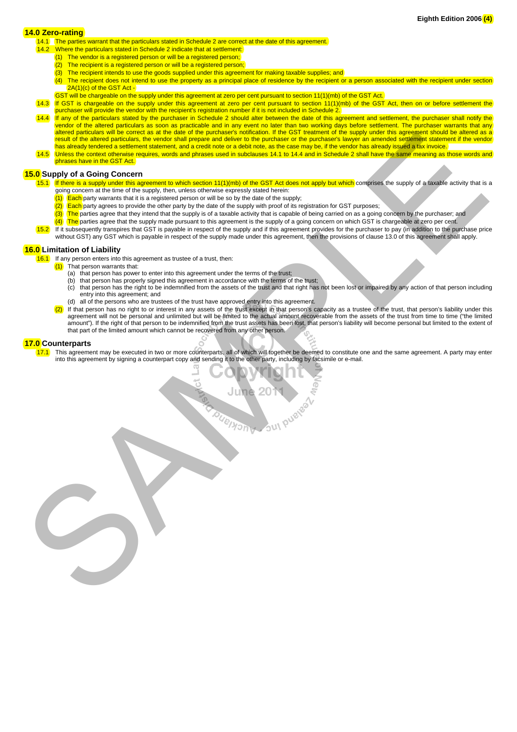## 14.0 Zero-rating

14.1 The parties warrant that the particulars stated in Schedule 2 are correct at the date of this agreement.

14.2 Where the particulars stated in Schedule 2 indicate that at settlement:

(1) The vendor is a registered person or will be a registered person;

(2) The recipient is a registered person or will be a registered person;

(3) The recipient intends to use the goods supplied under this agreement for making taxable supplies; and

(4) The recipient does not intend to use the property as a principal place of residence by the recipient or a person associated with the recipient under section 2A(1)(c) of the GST Act -

GST will be chargeable on the supply under this agreement at zero per cent pursuant to section 11(1)(mb) of the GST Act.

14.3 If GST is chargeable on the supply under this agreement at zero per cent pursuant to section 11(1)(mb) of the GST Act, then on or before settlement the purchaser will provide the vendor with the recipient's registration number if it is not included in Schedule 2.

14.4 If any of the particulars stated by the purchaser in Schedule 2 should alter between the date of this agreement and settlement, the purchaser shall notify the vendor of the altered particulars as soon as practicable and in any event no later than two working days before settlement. The purchaser warrants that any altered particulars will be correct as at the date of the purchaser's notification. If the GST treatment of the supply under this agreement should be altered as a result of the altered particulars, the vendor shall prepare and deliver to the purchaser or the purchaser's lawyer an amended settlement statement if the vendor has already tendered a settlement statement, and a credit note or a debit note, as the case may be, if the vendor has already issued a tax invoice.

14.5 Unless the context otherwise requires, words and phrases used in subclauses 14.1 to 14.4 and in Schedule 2 shall have the same meaning as those words and phrases have in the GST Act.

## 15.0 Supply of a Going Concern

15.1 If there is a supply under this agreement to which section 11(1)(mb) of the GST Act does not apply but which comprises the supply of a taxable activity that is a going concern at the time of the supply, then, unless otherwise expressly stated herein:

(1) Each party warrants that it is a registered person or will be so by the date of the supply;

(2) Each party agrees to provide the other party by the date of the supply with proof of its registration for GST purposes;

(3) The parties agree that they intend that the supply is of a taxable activity that is capable of being carried on as a going concern by the purchaser; and

(4) The parties agree that the supply made pursuant to this agreement is the supply of a going concern on which GST is chargeable at zero per cent.

15.2 If it subsequently transpires that GST is payable in respect of the supply and if this agreement provides for the purchaser to pay (in addition to the purchase price without GST) any GST which is payable in respect of the supply made under this agreement, then the provisions of clause 13.0 of this agreement shall apply.

## 16.0 Limitation of Liability

16.1 If any person enters into this agreement as trustee of a trust, then:

(1) That person warrants that:

(a) that person has power to enter into this agreement under the terms of the trust;

(b) that person has properly signed this agreement in accordance with the terms of the trust;

(c) that person has the right to be indemnified from the assets of the trust and that right has not been lost or impaired by any action of that person including entry into this agreement; and

(d) all of the persons who are trustees of the trust have approved entry into this agreement.

(2) If that person has no right to or interest in any assets of the trust except in that person's capacity as a trustee of the trust, that person's liability under this agreement will not be personal and unlimited but will be limited to the actual amount recoverable from the assets of the trust from time to time ("the limited amount"). If the right of that person to be indemnified from the trust assets has been lost, that person's liability will become personal but limited to the extent of that part of the limited amount which cannot be recovered from any other person.

## 17.0 Counterparts

17.1 This agreement may be executed in two or more counterparts, all of which will together be deemed to constitute one and the same agreement. A party may enter into this agreement by signing a counterpart copy and sending it to the other party, including by facsimile or e-mail.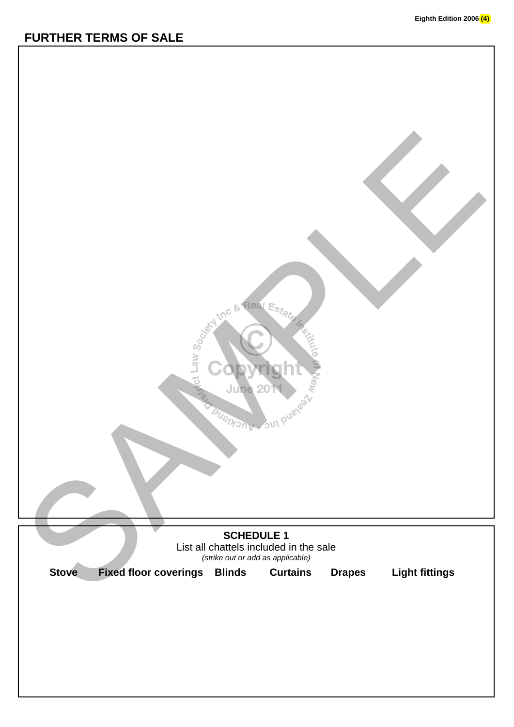## FURTHER TERMS OF SALE

### SCHEDULE 1

List all chattels included in the sale

*(strike out or add as applicable)*

**Stove** **Fixed floor coverings** **Blinds** **Curtains** **Drapes** **Light fittings**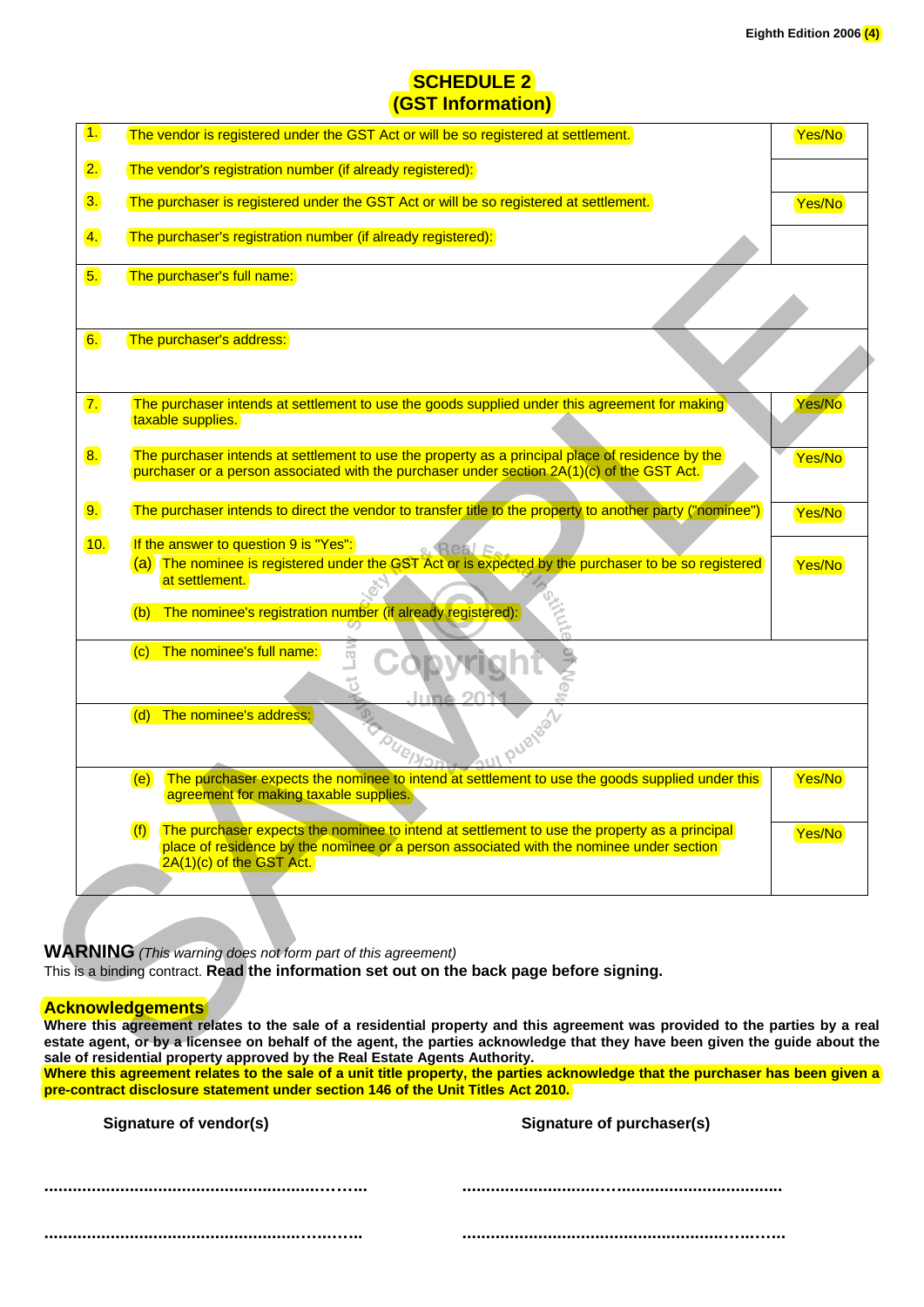# SCHEDULE 2
## (GST Information)

| | | |
|---|---|---|
| 1. | The vendor is registered under the GST Act or will be so registered at settlement. | Yes/No |
| 2. | The vendor's registration number (if already registered): | |
| 3. | The purchaser is registered under the GST Act or will be so registered at settlement. | Yes/No |
| 4. | The purchaser's registration number (if already registered): | |
| 5. | The purchaser's full name: | |
| 6. | The purchaser's address: | |
| 7. | The purchaser intends at settlement to use the goods supplied under this agreement for making taxable supplies. | Yes/No |
| 8. | The purchaser intends at settlement to use the property as a principal place of residence by the purchaser or a person associated with the purchaser under section 2A(1)(c) of the GST Act. | Yes/No |
| 9. | The purchaser intends to direct the vendor to transfer title to the property to another party ("nominee") | Yes/No |
| 10. | If the answer to question 9 is "Yes":<br>(a) The nominee is registered under the GST Act or is expected by the purchaser to be so registered at settlement. | Yes/No |
| | (b) The nominee's registration number (if already registered): | |
| | (c) The nominee's full name: | |
| | (d) The nominee's address: | |
| | (e) The purchaser expects the nominee to intend at settlement to use the goods supplied under this agreement for making taxable supplies. | Yes/No |
| | (f) The purchaser expects the nominee to intend at settlement to use the property as a principal place of residence by the nominee or a person associated with the nominee under section 2A(1)(c) of the GST Act. | Yes/No |

**WARNING** *(This warning does not form part of this agreement)*
This is a binding contract. **Read the information set out on the back page before signing.**

**Acknowledgements**

**Where this agreement relates to the sale of a residential property and this agreement was provided to the parties by a real estate agent, or by a licensee on behalf of the agent, the parties acknowledge that they have been given the guide about the sale of residential property approved by the Real Estate Agents Authority.**

**Where this agreement relates to the sale of a unit title property, the parties acknowledge that the purchaser has been given a pre-contract disclosure statement under section 146 of the Unit Titles Act 2010.**

| **Signature of vendor(s)** | **Signature of purchaser(s)** |
|---|---|
| ........................................................................ | ........................................................................ |
| ........................................................................ | ........................................................................ |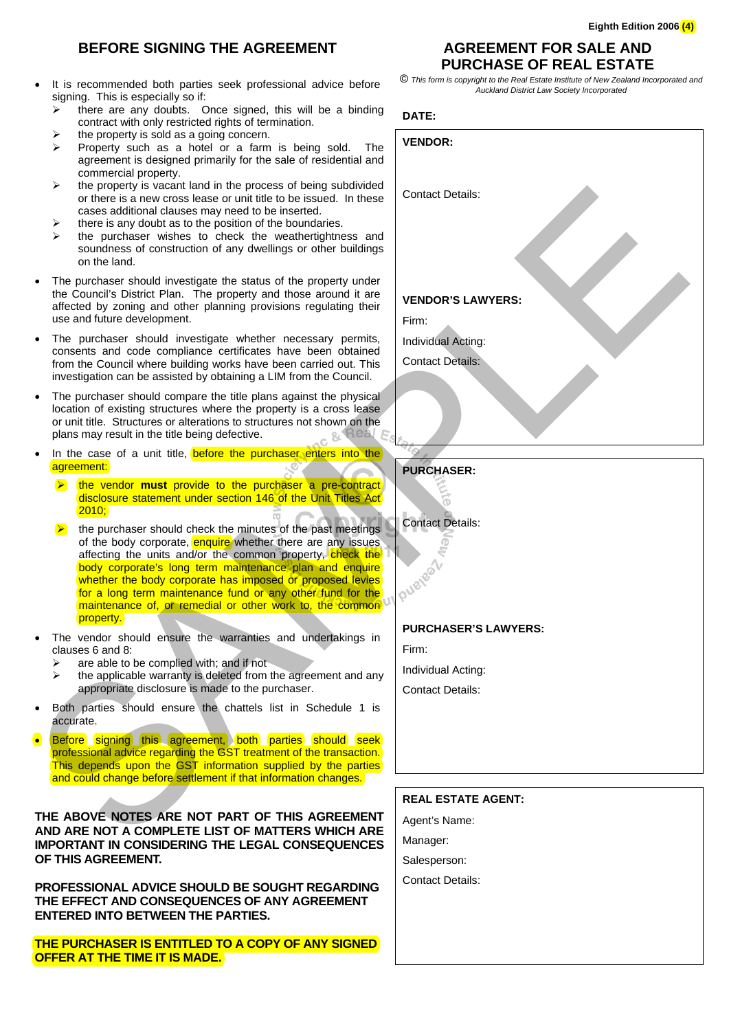Eighth Edition 2006 (4)

# BEFORE SIGNING THE AGREEMENT

- It is recommended both parties seek professional advice before signing. This is especially so if:
  - there are any doubts. Once signed, this will be a binding contract with only restricted rights of termination.
  - the property is sold as a going concern.
  - Property such as a hotel or a farm is being sold. The agreement is designed primarily for the sale of residential and commercial property.
  - the property is vacant land in the process of being subdivided or there is a new cross lease or unit title to be issued. In these cases additional clauses may need to be inserted.
  - there is any doubt as to the position of the boundaries.
  - the purchaser wishes to check the weathertightness and soundness of construction of any dwellings or other buildings on the land.
- The purchaser should investigate the status of the property under the Council's District Plan. The property and those around it are affected by zoning and other planning provisions regulating their use and future development.
- The purchaser should investigate whether necessary permits, consents and code compliance certificates have been obtained from the Council where building works have been carried out. This investigation can be assisted by obtaining a LIM from the Council.
- The purchaser should compare the title plans against the physical location of existing structures where the property is a cross lease or unit title. Structures or alterations to structures not shown on the plans may result in the title being defective.
- In the case of a unit title, before the purchaser enters into the agreement:
  - the vendor **must** provide to the purchaser a pre-contract disclosure statement under section 146 of the Unit Titles Act 2010;
  - the purchaser should check the minutes of the past meetings of the body corporate, enquire whether there are any issues affecting the units and/or the common property, check the body corporate's long term maintenance plan and enquire whether the body corporate has imposed or proposed levies for a long term maintenance fund or any other fund for the maintenance of, or remedial or other work to, the common property.
- The vendor should ensure the warranties and undertakings in clauses 6 and 8:
  - are able to be complied with; and if not
  - the applicable warranty is deleted from the agreement and any appropriate disclosure is made to the purchaser.
- Both parties should ensure the chattels list in Schedule 1 is accurate.
- Before signing this agreement, both parties should seek professional advice regarding the GST treatment of the transaction. This depends upon the GST information supplied by the parties and could change before settlement if that information changes.

**THE ABOVE NOTES ARE NOT PART OF THIS AGREEMENT AND ARE NOT A COMPLETE LIST OF MATTERS WHICH ARE IMPORTANT IN CONSIDERING THE LEGAL CONSEQUENCES OF THIS AGREEMENT.**

**PROFESSIONAL ADVICE SHOULD BE SOUGHT REGARDING THE EFFECT AND CONSEQUENCES OF ANY AGREEMENT ENTERED INTO BETWEEN THE PARTIES.**

**THE PURCHASER IS ENTITLED TO A COPY OF ANY SIGNED OFFER AT THE TIME IT IS MADE.**

# AGREEMENT FOR SALE AND PURCHASE OF REAL ESTATE

*© This form is copyright to the Real Estate Institute of New Zealand Incorporated and Auckland District Law Society Incorporated*

**DATE:**

**VENDOR:**

Contact Details:

**VENDOR'S LAWYERS:**

Firm:

Individual Acting:

Contact Details:

**PURCHASER:**

Contact Details:

**PURCHASER'S LAWYERS:**

Firm:

Individual Acting:

Contact Details:

**REAL ESTATE AGENT:**

Agent's Name:

Manager:

Salesperson:

Contact Details:

SAMPLE